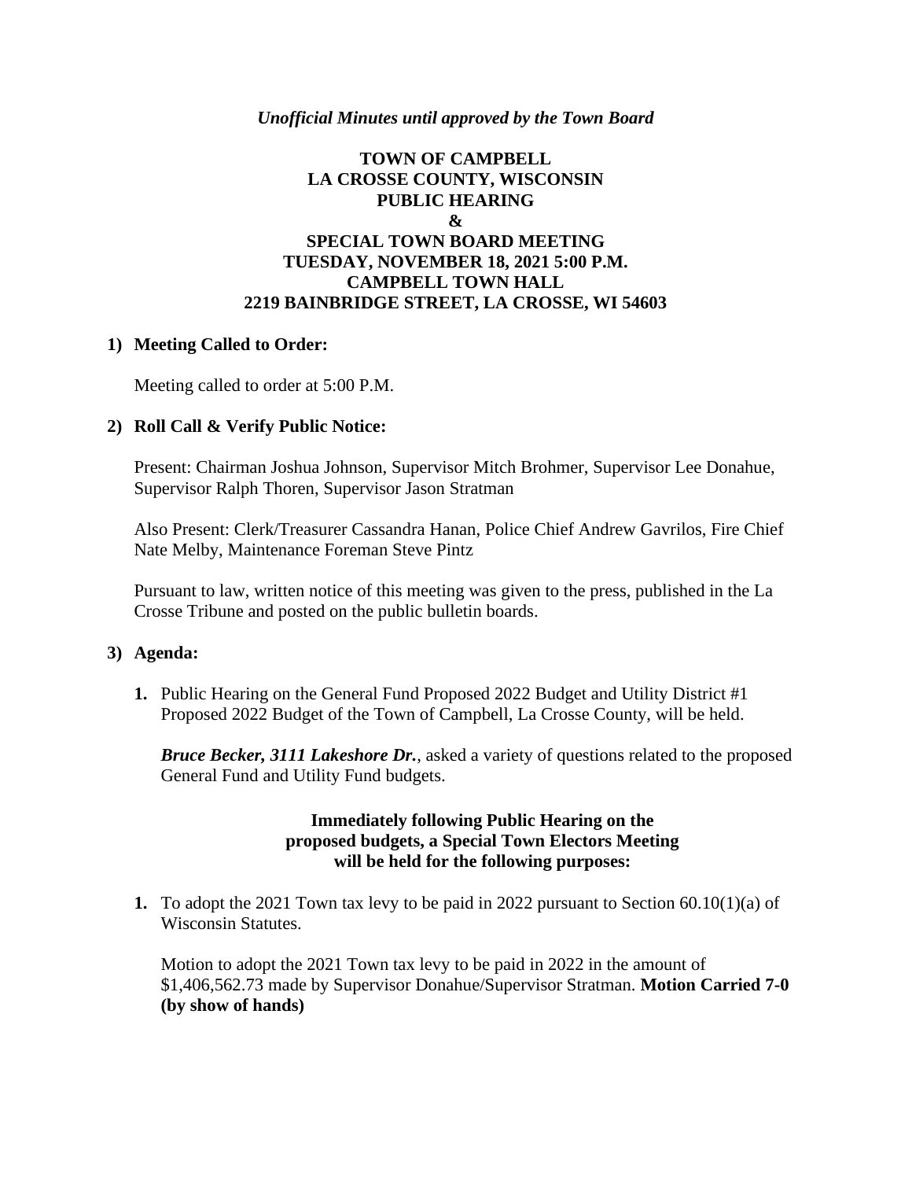*Unofficial Minutes until approved by the Town Board*

# TOWN OF CAMPBELL
# LA CROSSE COUNTY, WISCONSIN
# PUBLIC HEARING
# &
# SPECIAL TOWN BOARD MEETING
# TUESDAY, NOVEMBER 18, 2021 5:00 P.M.
# CAMPBELL TOWN HALL
# 2219 BAINBRIDGE STREET, LA CROSSE, WI 54603

**1) Meeting Called to Order:**

Meeting called to order at 5:00 P.M.

**2) Roll Call & Verify Public Notice:**

Present: Chairman Joshua Johnson, Supervisor Mitch Brohmer, Supervisor Lee Donahue, Supervisor Ralph Thoren, Supervisor Jason Stratman

Also Present: Clerk/Treasurer Cassandra Hanan, Police Chief Andrew Gavrilos, Fire Chief Nate Melby, Maintenance Foreman Steve Pintz

Pursuant to law, written notice of this meeting was given to the press, published in the La Crosse Tribune and posted on the public bulletin boards.

**3) Agenda:**

**1.** Public Hearing on the General Fund Proposed 2022 Budget and Utility District #1 Proposed 2022 Budget of the Town of Campbell, La Crosse County, will be held.

***Bruce Becker, 3111 Lakeshore Dr.***, asked a variety of questions related to the proposed General Fund and Utility Fund budgets.

**Immediately following Public Hearing on the proposed budgets, a Special Town Electors Meeting will be held for the following purposes:**

**1.** To adopt the 2021 Town tax levy to be paid in 2022 pursuant to Section 60.10(1)(a) of Wisconsin Statutes.

Motion to adopt the 2021 Town tax levy to be paid in 2022 in the amount of $1,406,562.73 made by Supervisor Donahue/Supervisor Stratman. **Motion Carried 7-0 (by show of hands)**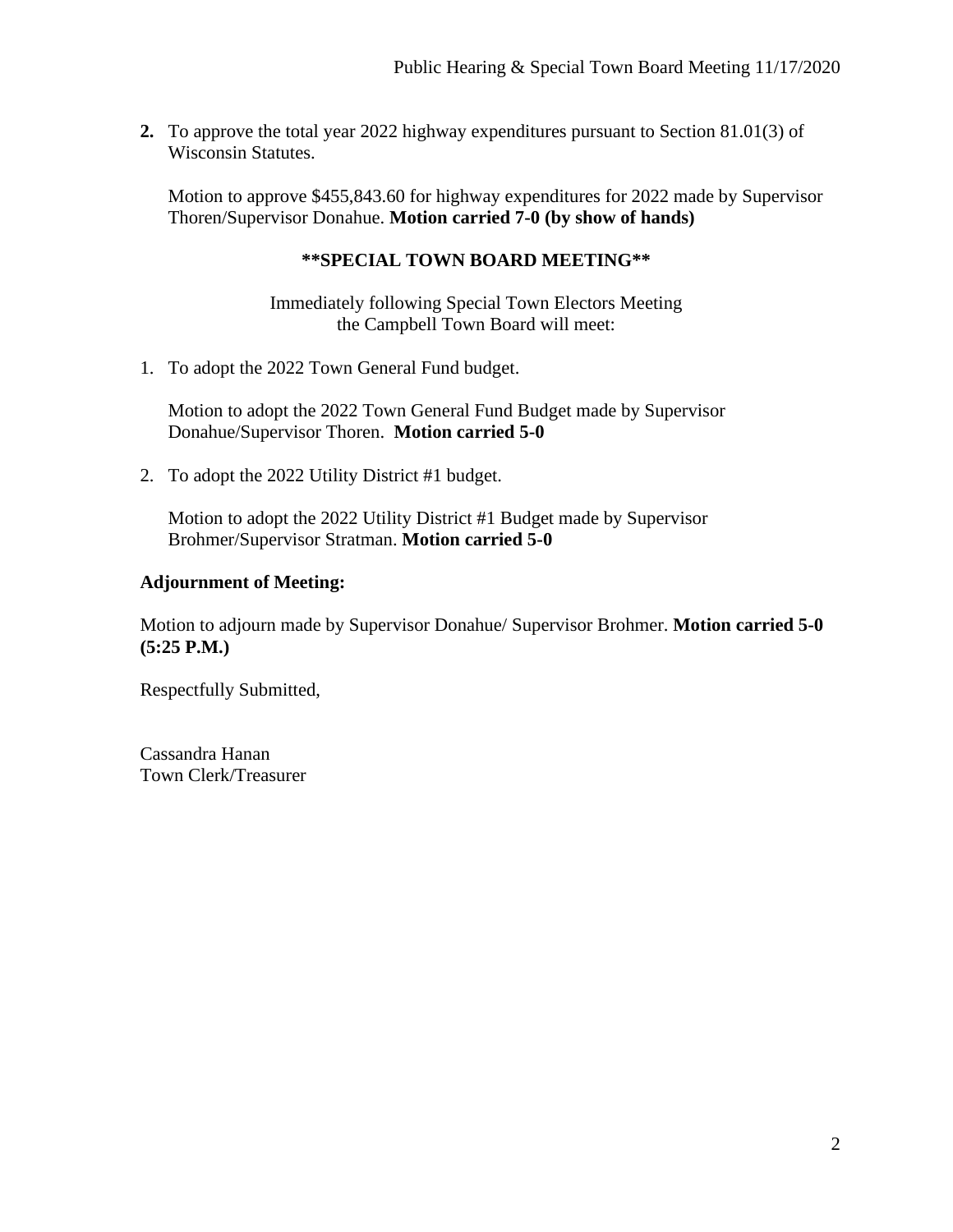**2.** To approve the total year 2022 highway expenditures pursuant to Section 81.01(3) of Wisconsin Statutes.

Motion to approve $455,843.60 for highway expenditures for 2022 made by Supervisor Thoren/Supervisor Donahue. **Motion carried 7-0 (by show of hands)**

**\*\*SPECIAL TOWN BOARD MEETING\*\***

Immediately following Special Town Electors Meeting
the Campbell Town Board will meet:

1. To adopt the 2022 Town General Fund budget.

   Motion to adopt the 2022 Town General Fund Budget made by Supervisor Donahue/Supervisor Thoren. **Motion carried 5-0**

2. To adopt the 2022 Utility District #1 budget.

   Motion to adopt the 2022 Utility District #1 Budget made by Supervisor Brohmer/Supervisor Stratman. **Motion carried 5-0**

**Adjournment of Meeting:**

Motion to adjourn made by Supervisor Donahue/ Supervisor Brohmer. **Motion carried 5-0 (5:25 P.M.)**

Respectfully Submitted,

Cassandra Hanan
Town Clerk/Treasurer